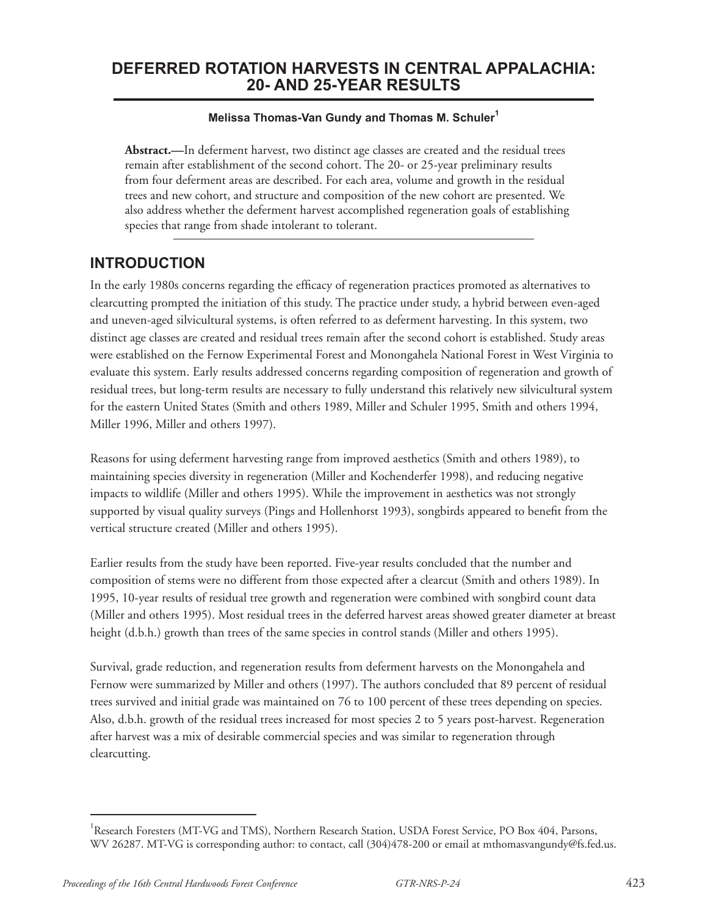# DEFERRED ROTATION HARVESTS IN CENTRAL APPALACHIA: 20- AND 25-YEAR RESULTS

**Melissa Thomas-Van Gundy and Thomas M. Schuler[1]**

**Abstract.—**In deferment harvest, two distinct age classes are created and the residual trees remain after establishment of the second cohort. The 20- or 25-year preliminary results from four deferment areas are described. For each area, volume and growth in the residual trees and new cohort, and structure and composition of the new cohort are presented. We also address whether the deferment harvest accomplished regeneration goals of establishing species that range from shade intolerant to tolerant.

## INTRODUCTION

In the early 1980s concerns regarding the efficacy of regeneration practices promoted as alternatives to clearcutting prompted the initiation of this study. The practice under study, a hybrid between even-aged and uneven-aged silvicultural systems, is often referred to as deferment harvesting. In this system, two distinct age classes are created and residual trees remain after the second cohort is established. Study areas were established on the Fernow Experimental Forest and Monongahela National Forest in West Virginia to evaluate this system. Early results addressed concerns regarding composition of regeneration and growth of residual trees, but long-term results are necessary to fully understand this relatively new silvicultural system for the eastern United States (Smith and others 1989, Miller and Schuler 1995, Smith and others 1994, Miller 1996, Miller and others 1997).

Reasons for using deferment harvesting range from improved aesthetics (Smith and others 1989), to maintaining species diversity in regeneration (Miller and Kochenderfer 1998), and reducing negative impacts to wildlife (Miller and others 1995). While the improvement in aesthetics was not strongly supported by visual quality surveys (Pings and Hollenhorst 1993), songbirds appeared to benefit from the vertical structure created (Miller and others 1995).

Earlier results from the study have been reported. Five-year results concluded that the number and composition of stems were no different from those expected after a clearcut (Smith and others 1989). In 1995, 10-year results of residual tree growth and regeneration were combined with songbird count data (Miller and others 1995). Most residual trees in the deferred harvest areas showed greater diameter at breast height (d.b.h.) growth than trees of the same species in control stands (Miller and others 1995).

Survival, grade reduction, and regeneration results from deferment harvests on the Monongahela and Fernow were summarized by Miller and others (1997). The authors concluded that 89 percent of residual trees survived and initial grade was maintained on 76 to 100 percent of these trees depending on species. Also, d.b.h. growth of the residual trees increased for most species 2 to 5 years post-harvest. Regeneration after harvest was a mix of desirable commercial species and was similar to regeneration through clearcutting.

[1]Research Foresters (MT-VG and TMS), Northern Research Station, USDA Forest Service, PO Box 404, Parsons, WV 26287. MT-VG is corresponding author: to contact, call (304)478-200 or email at mthomasvangundy@fs.fed.us.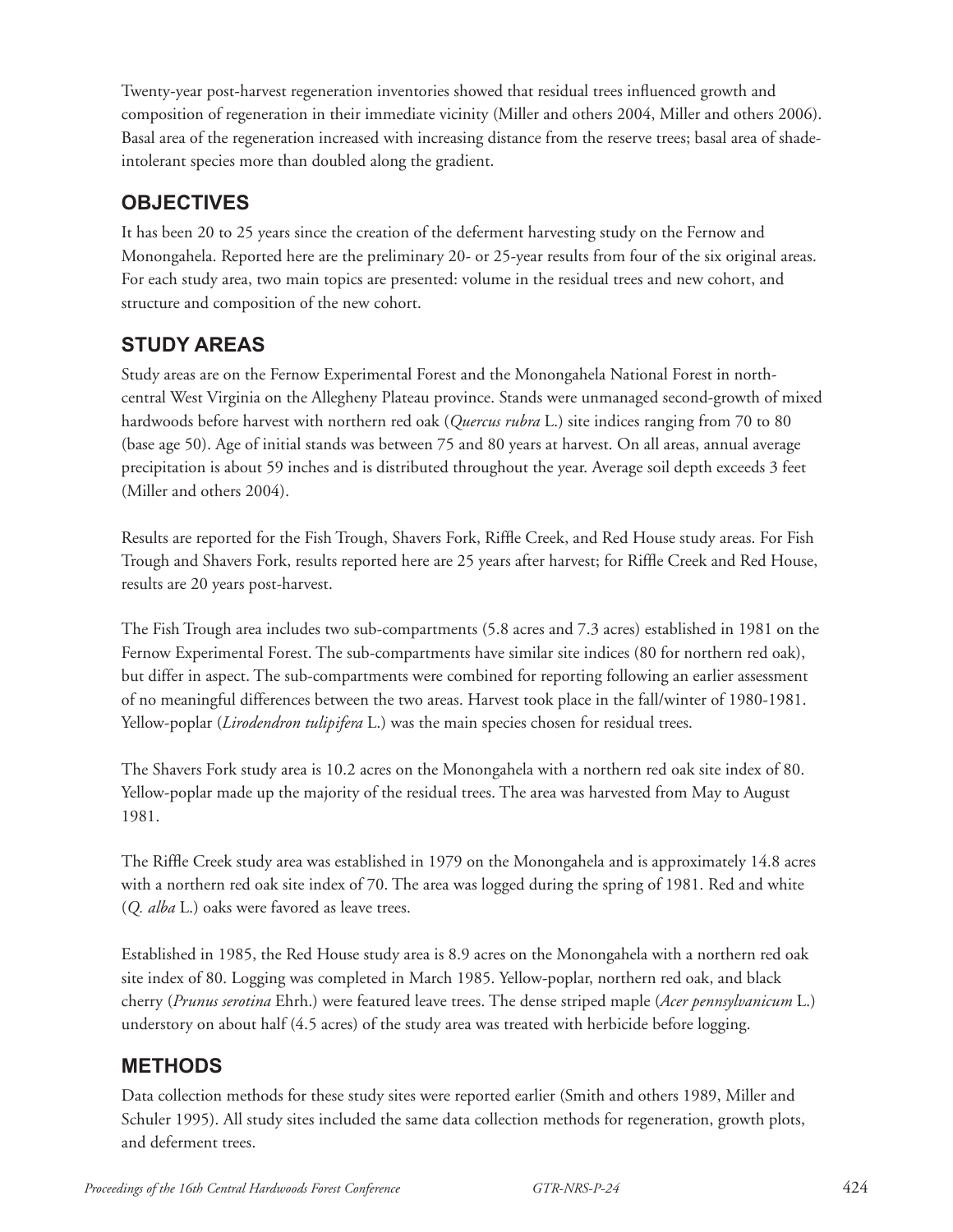Twenty-year post-harvest regeneration inventories showed that residual trees influenced growth and composition of regeneration in their immediate vicinity (Miller and others 2004, Miller and others 2006). Basal area of the regeneration increased with increasing distance from the reserve trees; basal area of shade-intolerant species more than doubled along the gradient.

## OBJECTIVES

It has been 20 to 25 years since the creation of the deferment harvesting study on the Fernow and Monongahela. Reported here are the preliminary 20- or 25-year results from four of the six original areas. For each study area, two main topics are presented: volume in the residual trees and new cohort, and structure and composition of the new cohort.

## STUDY AREAS

Study areas are on the Fernow Experimental Forest and the Monongahela National Forest in north-central West Virginia on the Allegheny Plateau province. Stands were unmanaged second-growth of mixed hardwoods before harvest with northern red oak (*Quercus rubra* L.) site indices ranging from 70 to 80 (base age 50). Age of initial stands was between 75 and 80 years at harvest. On all areas, annual average precipitation is about 59 inches and is distributed throughout the year. Average soil depth exceeds 3 feet (Miller and others 2004).

Results are reported for the Fish Trough, Shavers Fork, Riffle Creek, and Red House study areas. For Fish Trough and Shavers Fork, results reported here are 25 years after harvest; for Riffle Creek and Red House, results are 20 years post-harvest.

The Fish Trough area includes two sub-compartments (5.8 acres and 7.3 acres) established in 1981 on the Fernow Experimental Forest. The sub-compartments have similar site indices (80 for northern red oak), but differ in aspect. The sub-compartments were combined for reporting following an earlier assessment of no meaningful differences between the two areas. Harvest took place in the fall/winter of 1980-1981. Yellow-poplar (*Lirodendron tulipifera* L.) was the main species chosen for residual trees.

The Shavers Fork study area is 10.2 acres on the Monongahela with a northern red oak site index of 80. Yellow-poplar made up the majority of the residual trees. The area was harvested from May to August 1981.

The Riffle Creek study area was established in 1979 on the Monongahela and is approximately 14.8 acres with a northern red oak site index of 70. The area was logged during the spring of 1981. Red and white (*Q. alba* L.) oaks were favored as leave trees.

Established in 1985, the Red House study area is 8.9 acres on the Monongahela with a northern red oak site index of 80. Logging was completed in March 1985. Yellow-poplar, northern red oak, and black cherry (*Prunus serotina* Ehrh.) were featured leave trees. The dense striped maple (*Acer pennsylvanicum* L.) understory on about half (4.5 acres) of the study area was treated with herbicide before logging.

## METHODS

Data collection methods for these study sites were reported earlier (Smith and others 1989, Miller and Schuler 1995). All study sites included the same data collection methods for regeneration, growth plots, and deferment trees.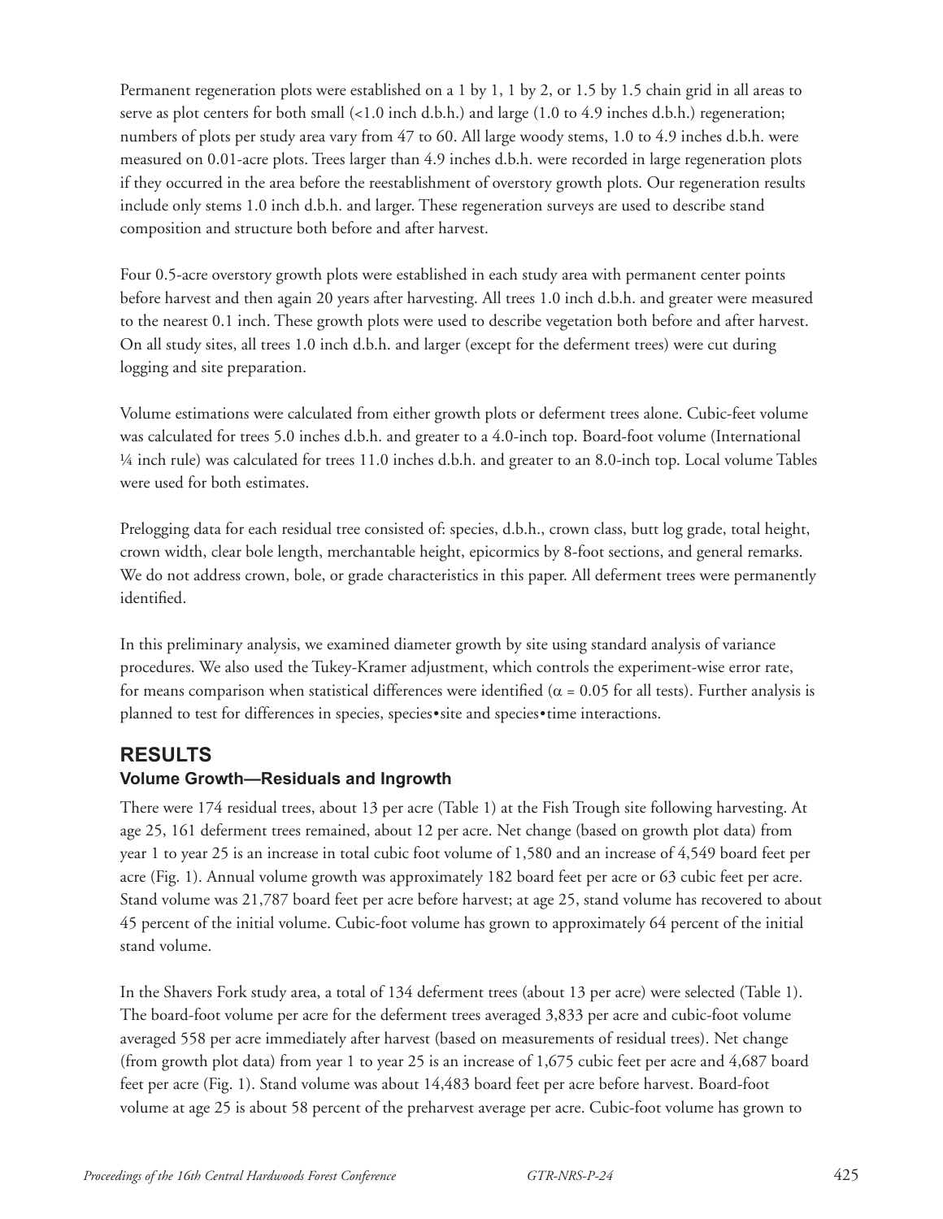Permanent regeneration plots were established on a 1 by 1, 1 by 2, or 1.5 by 1.5 chain grid in all areas to serve as plot centers for both small (<1.0 inch d.b.h.) and large (1.0 to 4.9 inches d.b.h.) regeneration; numbers of plots per study area vary from 47 to 60. All large woody stems, 1.0 to 4.9 inches d.b.h. were measured on 0.01-acre plots. Trees larger than 4.9 inches d.b.h. were recorded in large regeneration plots if they occurred in the area before the reestablishment of overstory growth plots. Our regeneration results include only stems 1.0 inch d.b.h. and larger. These regeneration surveys are used to describe stand composition and structure both before and after harvest.

Four 0.5-acre overstory growth plots were established in each study area with permanent center points before harvest and then again 20 years after harvesting. All trees 1.0 inch d.b.h. and greater were measured to the nearest 0.1 inch. These growth plots were used to describe vegetation both before and after harvest. On all study sites, all trees 1.0 inch d.b.h. and larger (except for the deferment trees) were cut during logging and site preparation.

Volume estimations were calculated from either growth plots or deferment trees alone. Cubic-feet volume was calculated for trees 5.0 inches d.b.h. and greater to a 4.0-inch top. Board-foot volume (International ¼ inch rule) was calculated for trees 11.0 inches d.b.h. and greater to an 8.0-inch top. Local volume Tables were used for both estimates.

Prelogging data for each residual tree consisted of: species, d.b.h., crown class, butt log grade, total height, crown width, clear bole length, merchantable height, epicormics by 8-foot sections, and general remarks. We do not address crown, bole, or grade characteristics in this paper. All deferment trees were permanently identified.

In this preliminary analysis, we examined diameter growth by site using standard analysis of variance procedures. We also used the Tukey-Kramer adjustment, which controls the experiment-wise error rate, for means comparison when statistical differences were identified ($\alpha$ = 0.05 for all tests). Further analysis is planned to test for differences in species, species•site and species•time interactions.

## RESULTS

### Volume Growth—Residuals and Ingrowth

There were 174 residual trees, about 13 per acre (Table 1) at the Fish Trough site following harvesting. At age 25, 161 deferment trees remained, about 12 per acre. Net change (based on growth plot data) from year 1 to year 25 is an increase in total cubic foot volume of 1,580 and an increase of 4,549 board feet per acre (Fig. 1). Annual volume growth was approximately 182 board feet per acre or 63 cubic feet per acre. Stand volume was 21,787 board feet per acre before harvest; at age 25, stand volume has recovered to about 45 percent of the initial volume. Cubic-foot volume has grown to approximately 64 percent of the initial stand volume.

In the Shavers Fork study area, a total of 134 deferment trees (about 13 per acre) were selected (Table 1). The board-foot volume per acre for the deferment trees averaged 3,833 per acre and cubic-foot volume averaged 558 per acre immediately after harvest (based on measurements of residual trees). Net change (from growth plot data) from year 1 to year 25 is an increase of 1,675 cubic feet per acre and 4,687 board feet per acre (Fig. 1). Stand volume was about 14,483 board feet per acre before harvest. Board-foot volume at age 25 is about 58 percent of the preharvest average per acre. Cubic-foot volume has grown to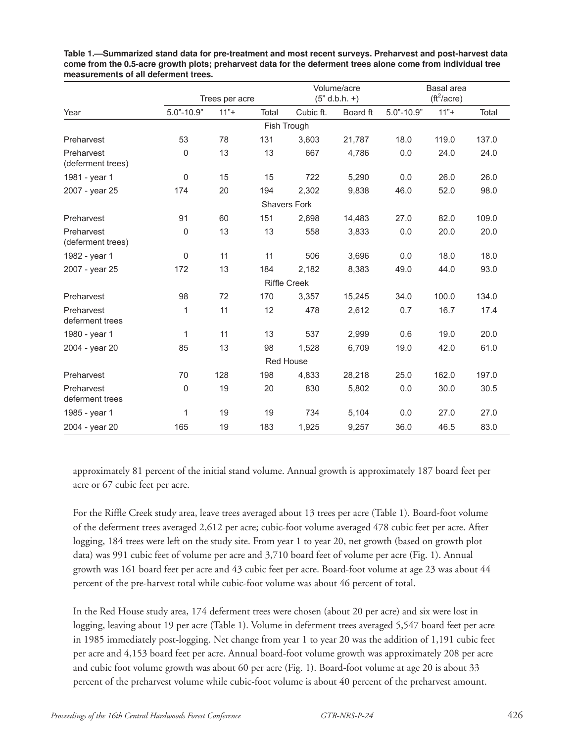**Table 1.—Summarized stand data for pre-treatment and most recent surveys. Preharvest and post-harvest data come from the 0.5-acre growth plots; preharvest data for the deferment trees alone come from individual tree measurements of all deferment trees.**

| Year | Trees per acre | | | Volume/acre (5" d.b.h. +) | | Basal area ($ft^2$/acre) | | |
|---|---|---|---|---|---|---|---|---|
| | 5.0"-10.9" | 11"+ | Total | Cubic ft. | Board ft | 5.0"-10.9" | 11"+ | Total |
| | | | | Fish Trough | | | | |
| Preharvest | 53 | 78 | 131 | 3,603 | 21,787 | 18.0 | 119.0 | 137.0 |
| Preharvest (deferment trees) | 0 | 13 | 13 | 667 | 4,786 | 0.0 | 24.0 | 24.0 |
| 1981 - year 1 | 0 | 15 | 15 | 722 | 5,290 | 0.0 | 26.0 | 26.0 |
| 2007 - year 25 | 174 | 20 | 194 | 2,302 | 9,838 | 46.0 | 52.0 | 98.0 |
| | | | | Shavers Fork | | | | |
| Preharvest | 91 | 60 | 151 | 2,698 | 14,483 | 27.0 | 82.0 | 109.0 |
| Preharvest (deferment trees) | 0 | 13 | 13 | 558 | 3,833 | 0.0 | 20.0 | 20.0 |
| 1982 - year 1 | 0 | 11 | 11 | 506 | 3,696 | 0.0 | 18.0 | 18.0 |
| 2007 - year 25 | 172 | 13 | 184 | 2,182 | 8,383 | 49.0 | 44.0 | 93.0 |
| | | | | Riffle Creek | | | | |
| Preharvest | 98 | 72 | 170 | 3,357 | 15,245 | 34.0 | 100.0 | 134.0 |
| Preharvest deferment trees | 1 | 11 | 12 | 478 | 2,612 | 0.7 | 16.7 | 17.4 |
| 1980 - year 1 | 1 | 11 | 13 | 537 | 2,999 | 0.6 | 19.0 | 20.0 |
| 2004 - year 20 | 85 | 13 | 98 | 1,528 | 6,709 | 19.0 | 42.0 | 61.0 |
| | | | | Red House | | | | |
| Preharvest | 70 | 128 | 198 | 4,833 | 28,218 | 25.0 | 162.0 | 197.0 |
| Preharvest deferment trees | 0 | 19 | 20 | 830 | 5,802 | 0.0 | 30.0 | 30.5 |
| 1985 - year 1 | 1 | 19 | 19 | 734 | 5,104 | 0.0 | 27.0 | 27.0 |
| 2004 - year 20 | 165 | 19 | 183 | 1,925 | 9,257 | 36.0 | 46.5 | 83.0 |

approximately 81 percent of the initial stand volume. Annual growth is approximately 187 board feet per acre or 67 cubic feet per acre.

For the Riffle Creek study area, leave trees averaged about 13 trees per acre (Table 1). Board-foot volume of the deferment trees averaged 2,612 per acre; cubic-foot volume averaged 478 cubic feet per acre. After logging, 184 trees were left on the study site. From year 1 to year 20, net growth (based on growth plot data) was 991 cubic feet of volume per acre and 3,710 board feet of volume per acre (Fig. 1). Annual growth was 161 board feet per acre and 43 cubic feet per acre. Board-foot volume at age 23 was about 44 percent of the pre-harvest total while cubic-foot volume was about 46 percent of total.

In the Red House study area, 174 deferment trees were chosen (about 20 per acre) and six were lost in logging, leaving about 19 per acre (Table 1). Volume in deferment trees averaged 5,547 board feet per acre in 1985 immediately post-logging. Net change from year 1 to year 20 was the addition of 1,191 cubic feet per acre and 4,153 board feet per acre. Annual board-foot volume growth was approximately 208 per acre and cubic foot volume growth was about 60 per acre (Fig. 1). Board-foot volume at age 20 is about 33 percent of the preharvest volume while cubic-foot volume is about 40 percent of the preharvest amount.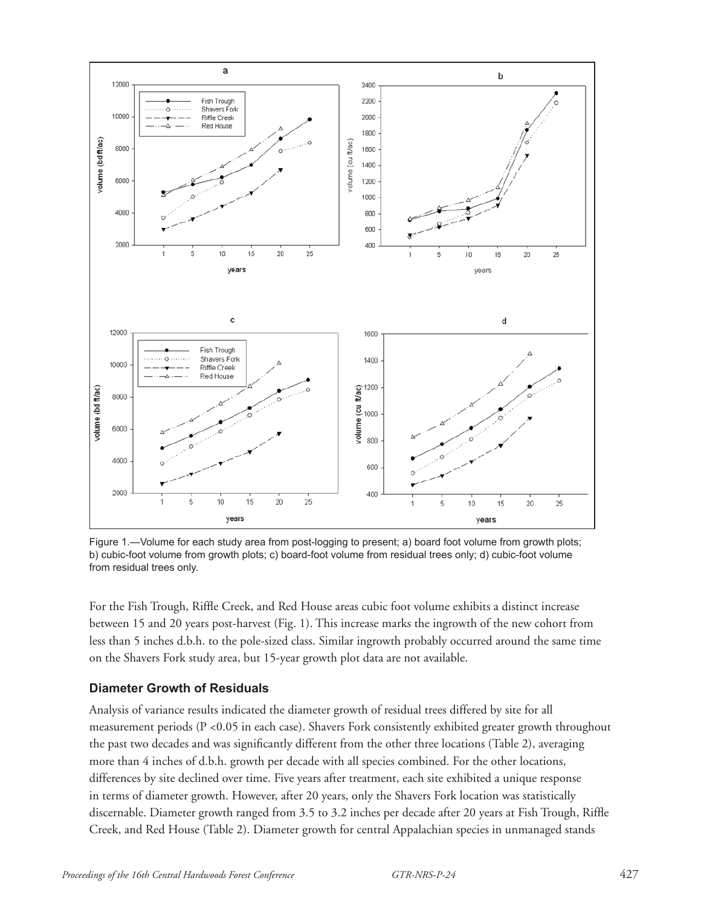Figure 1.—Volume for each study area from post-logging to present; a) board foot volume from growth plots; b) cubic-foot volume from growth plots; c) board-foot volume from residual trees only; d) cubic-foot volume from residual trees only.

For the Fish Trough, Riffle Creek, and Red House areas cubic foot volume exhibits a distinct increase between 15 and 20 years post-harvest (Fig. 1). This increase marks the ingrowth of the new cohort from less than 5 inches d.b.h. to the pole-sized class. Similar ingrowth probably occurred around the same time on the Shavers Fork study area, but 15-year growth plot data are not available.

### Diameter Growth of Residuals

Analysis of variance results indicated the diameter growth of residual trees differed by site for all measurement periods ($P < 0.05$ in each case). Shavers Fork consistently exhibited greater growth throughout the past two decades and was significantly different from the other three locations (Table 2), averaging more than 4 inches of d.b.h. growth per decade with all species combined. For the other locations, differences by site declined over time. Five years after treatment, each site exhibited a unique response in terms of diameter growth. However, after 20 years, only the Shavers Fork location was statistically discernable. Diameter growth ranged from 3.5 to 3.2 inches per decade after 20 years at Fish Trough, Riffle Creek, and Red House (Table 2). Diameter growth for central Appalachian species in unmanaged stands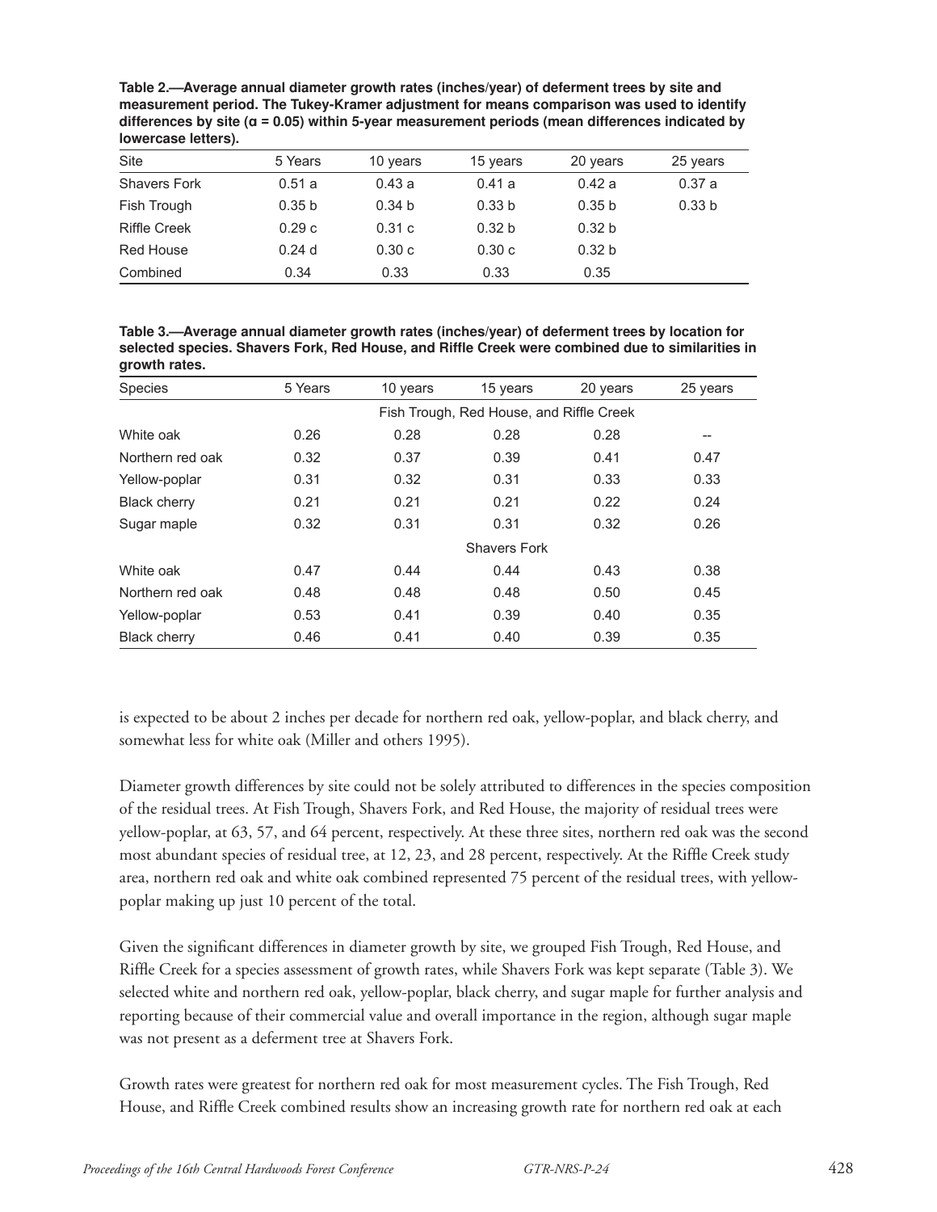**Table 2.—Average annual diameter growth rates (inches/year) of deferment trees by site and measurement period. The Tukey-Kramer adjustment for means comparison was used to identify differences by site (α = 0.05) within 5-year measurement periods (mean differences indicated by lowercase letters).**

| Site | 5 Years | 10 years | 15 years | 20 years | 25 years |
|---|---|---|---|---|---|
| Shavers Fork | 0.51 a | 0.43 a | 0.41 a | 0.42 a | 0.37 a |
| Fish Trough | 0.35 b | 0.34 b | 0.33 b | 0.35 b | 0.33 b |
| Riffle Creek | 0.29 c | 0.31 c | 0.32 b | 0.32 b | |
| Red House | 0.24 d | 0.30 c | 0.30 c | 0.32 b | |
| Combined | 0.34 | 0.33 | 0.33 | 0.35 | |

**Table 3.—Average annual diameter growth rates (inches/year) of deferment trees by location for selected species. Shavers Fork, Red House, and Riffle Creek were combined due to similarities in growth rates.**

| Species | 5 Years | 10 years | 15 years | 20 years | 25 years |
|---|---|---|---|---|---|
| | Fish Trough, Red House, and Riffle Creek | | | | |
| White oak | 0.26 | 0.28 | 0.28 | 0.28 | -- |
| Northern red oak | 0.32 | 0.37 | 0.39 | 0.41 | 0.47 |
| Yellow-poplar | 0.31 | 0.32 | 0.31 | 0.33 | 0.33 |
| Black cherry | 0.21 | 0.21 | 0.21 | 0.22 | 0.24 |
| Sugar maple | 0.32 | 0.31 | 0.31 | 0.32 | 0.26 |
| | Shavers Fork | | | | |
| White oak | 0.47 | 0.44 | 0.44 | 0.43 | 0.38 |
| Northern red oak | 0.48 | 0.48 | 0.48 | 0.50 | 0.45 |
| Yellow-poplar | 0.53 | 0.41 | 0.39 | 0.40 | 0.35 |
| Black cherry | 0.46 | 0.41 | 0.40 | 0.39 | 0.35 |

is expected to be about 2 inches per decade for northern red oak, yellow-poplar, and black cherry, and somewhat less for white oak (Miller and others 1995).

Diameter growth differences by site could not be solely attributed to differences in the species composition of the residual trees. At Fish Trough, Shavers Fork, and Red House, the majority of residual trees were yellow-poplar, at 63, 57, and 64 percent, respectively. At these three sites, northern red oak was the second most abundant species of residual tree, at 12, 23, and 28 percent, respectively. At the Riffle Creek study area, northern red oak and white oak combined represented 75 percent of the residual trees, with yellow-poplar making up just 10 percent of the total.

Given the significant differences in diameter growth by site, we grouped Fish Trough, Red House, and Riffle Creek for a species assessment of growth rates, while Shavers Fork was kept separate (Table 3). We selected white and northern red oak, yellow-poplar, black cherry, and sugar maple for further analysis and reporting because of their commercial value and overall importance in the region, although sugar maple was not present as a deferment tree at Shavers Fork.

Growth rates were greatest for northern red oak for most measurement cycles. The Fish Trough, Red House, and Riffle Creek combined results show an increasing growth rate for northern red oak at each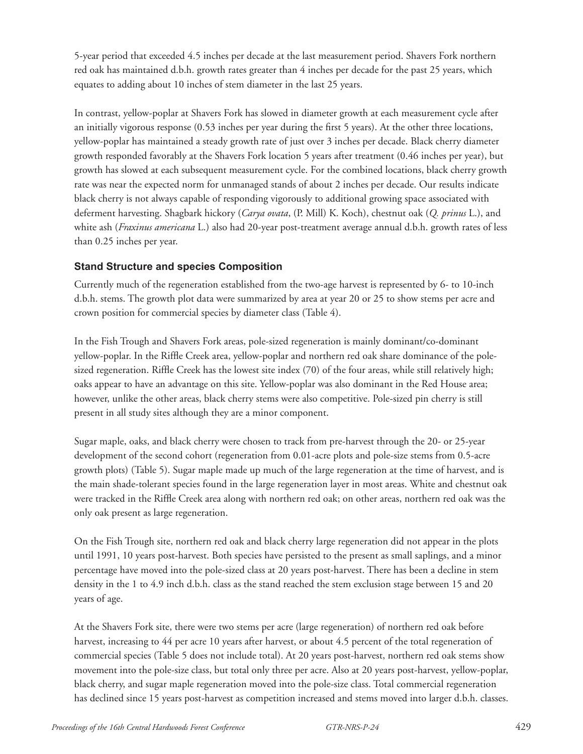5-year period that exceeded 4.5 inches per decade at the last measurement period. Shavers Fork northern red oak has maintained d.b.h. growth rates greater than 4 inches per decade for the past 25 years, which equates to adding about 10 inches of stem diameter in the last 25 years.

In contrast, yellow-poplar at Shavers Fork has slowed in diameter growth at each measurement cycle after an initially vigorous response (0.53 inches per year during the first 5 years). At the other three locations, yellow-poplar has maintained a steady growth rate of just over 3 inches per decade. Black cherry diameter growth responded favorably at the Shavers Fork location 5 years after treatment (0.46 inches per year), but growth has slowed at each subsequent measurement cycle. For the combined locations, black cherry growth rate was near the expected norm for unmanaged stands of about 2 inches per decade. Our results indicate black cherry is not always capable of responding vigorously to additional growing space associated with deferment harvesting. Shagbark hickory (*Carya ovata*, (P. Mill) K. Koch), chestnut oak (*Q. prinus* L.), and white ash (*Fraxinus americana* L.) also had 20-year post-treatment average annual d.b.h. growth rates of less than 0.25 inches per year.

### Stand Structure and species Composition

Currently much of the regeneration established from the two-age harvest is represented by 6- to 10-inch d.b.h. stems. The growth plot data were summarized by area at year 20 or 25 to show stems per acre and crown position for commercial species by diameter class (Table 4).

In the Fish Trough and Shavers Fork areas, pole-sized regeneration is mainly dominant/co-dominant yellow-poplar. In the Riffle Creek area, yellow-poplar and northern red oak share dominance of the pole-sized regeneration. Riffle Creek has the lowest site index (70) of the four areas, while still relatively high; oaks appear to have an advantage on this site. Yellow-poplar was also dominant in the Red House area; however, unlike the other areas, black cherry stems were also competitive. Pole-sized pin cherry is still present in all study sites although they are a minor component.

Sugar maple, oaks, and black cherry were chosen to track from pre-harvest through the 20- or 25-year development of the second cohort (regeneration from 0.01-acre plots and pole-size stems from 0.5-acre growth plots) (Table 5). Sugar maple made up much of the large regeneration at the time of harvest, and is the main shade-tolerant species found in the large regeneration layer in most areas. White and chestnut oak were tracked in the Riffle Creek area along with northern red oak; on other areas, northern red oak was the only oak present as large regeneration.

On the Fish Trough site, northern red oak and black cherry large regeneration did not appear in the plots until 1991, 10 years post-harvest. Both species have persisted to the present as small saplings, and a minor percentage have moved into the pole-sized class at 20 years post-harvest. There has been a decline in stem density in the 1 to 4.9 inch d.b.h. class as the stand reached the stem exclusion stage between 15 and 20 years of age.

At the Shavers Fork site, there were two stems per acre (large regeneration) of northern red oak before harvest, increasing to 44 per acre 10 years after harvest, or about 4.5 percent of the total regeneration of commercial species (Table 5 does not include total). At 20 years post-harvest, northern red oak stems show movement into the pole-size class, but total only three per acre. Also at 20 years post-harvest, yellow-poplar, black cherry, and sugar maple regeneration moved into the pole-size class. Total commercial regeneration has declined since 15 years post-harvest as competition increased and stems moved into larger d.b.h. classes.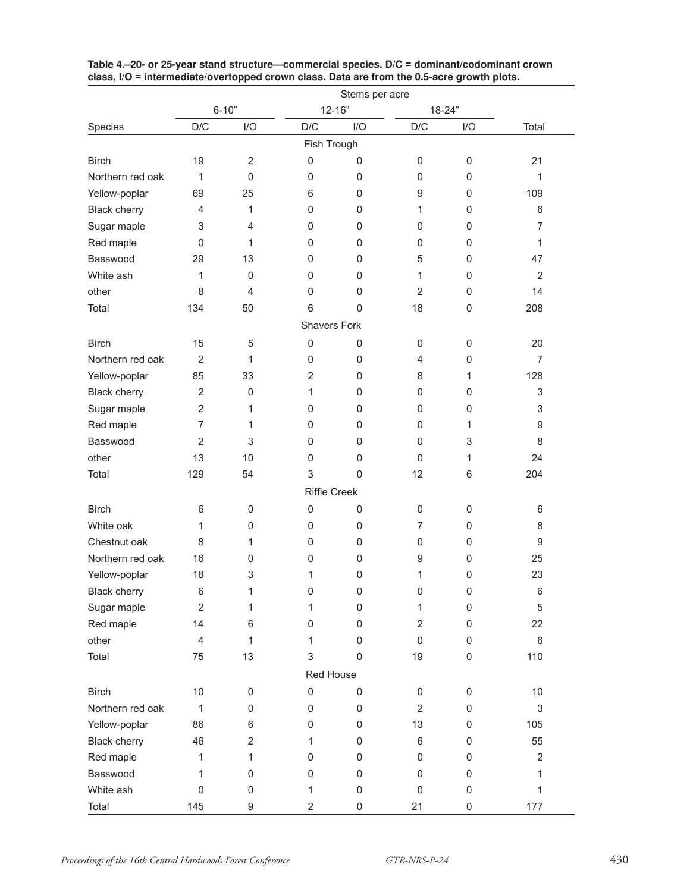**Table 4.–20- or 25-year stand structure—commercial species. D/C = dominant/codominant crown class, I/O = intermediate/overtopped crown class. Data are from the 0.5-acre growth plots.**

| | Stems per acre | | | | | | |
|---|---|---|---|---|---|---|---|
| | 6-10" | | 12-16" | | 18-24" | | |
| Species | D/C | I/O | D/C | I/O | D/C | I/O | Total |
| **Fish Trough** | | | | | | | |
| Birch | 19 | 2 | 0 | 0 | 0 | 0 | 21 |
| Northern red oak | 1 | 0 | 0 | 0 | 0 | 0 | 1 |
| Yellow-poplar | 69 | 25 | 6 | 0 | 9 | 0 | 109 |
| Black cherry | 4 | 1 | 0 | 0 | 1 | 0 | 6 |
| Sugar maple | 3 | 4 | 0 | 0 | 0 | 0 | 7 |
| Red maple | 0 | 1 | 0 | 0 | 0 | 0 | 1 |
| Basswood | 29 | 13 | 0 | 0 | 5 | 0 | 47 |
| White ash | 1 | 0 | 0 | 0 | 1 | 0 | 2 |
| other | 8 | 4 | 0 | 0 | 2 | 0 | 14 |
| Total | 134 | 50 | 6 | 0 | 18 | 0 | 208 |
| **Shavers Fork** | | | | | | | |
| Birch | 15 | 5 | 0 | 0 | 0 | 0 | 20 |
| Northern red oak | 2 | 1 | 0 | 0 | 4 | 0 | 7 |
| Yellow-poplar | 85 | 33 | 2 | 0 | 8 | 1 | 128 |
| Black cherry | 2 | 0 | 1 | 0 | 0 | 0 | 3 |
| Sugar maple | 2 | 1 | 0 | 0 | 0 | 0 | 3 |
| Red maple | 7 | 1 | 0 | 0 | 0 | 1 | 9 |
| Basswood | 2 | 3 | 0 | 0 | 0 | 3 | 8 |
| other | 13 | 10 | 0 | 0 | 0 | 1 | 24 |
| Total | 129 | 54 | 3 | 0 | 12 | 6 | 204 |
| **Riffle Creek** | | | | | | | |
| Birch | 6 | 0 | 0 | 0 | 0 | 0 | 6 |
| White oak | 1 | 0 | 0 | 0 | 7 | 0 | 8 |
| Chestnut oak | 8 | 1 | 0 | 0 | 0 | 0 | 9 |
| Northern red oak | 16 | 0 | 0 | 0 | 9 | 0 | 25 |
| Yellow-poplar | 18 | 3 | 1 | 0 | 1 | 0 | 23 |
| Black cherry | 6 | 1 | 0 | 0 | 0 | 0 | 6 |
| Sugar maple | 2 | 1 | 1 | 0 | 1 | 0 | 5 |
| Red maple | 14 | 6 | 0 | 0 | 2 | 0 | 22 |
| other | 4 | 1 | 1 | 0 | 0 | 0 | 6 |
| Total | 75 | 13 | 3 | 0 | 19 | 0 | 110 |
| **Red House** | | | | | | | |
| Birch | 10 | 0 | 0 | 0 | 0 | 0 | 10 |
| Northern red oak | 1 | 0 | 0 | 0 | 2 | 0 | 3 |
| Yellow-poplar | 86 | 6 | 0 | 0 | 13 | 0 | 105 |
| Black cherry | 46 | 2 | 1 | 0 | 6 | 0 | 55 |
| Red maple | 1 | 1 | 0 | 0 | 0 | 0 | 2 |
| Basswood | 1 | 0 | 0 | 0 | 0 | 0 | 1 |
| White ash | 0 | 0 | 1 | 0 | 0 | 0 | 1 |
| Total | 145 | 9 | 2 | 0 | 21 | 0 | 177 |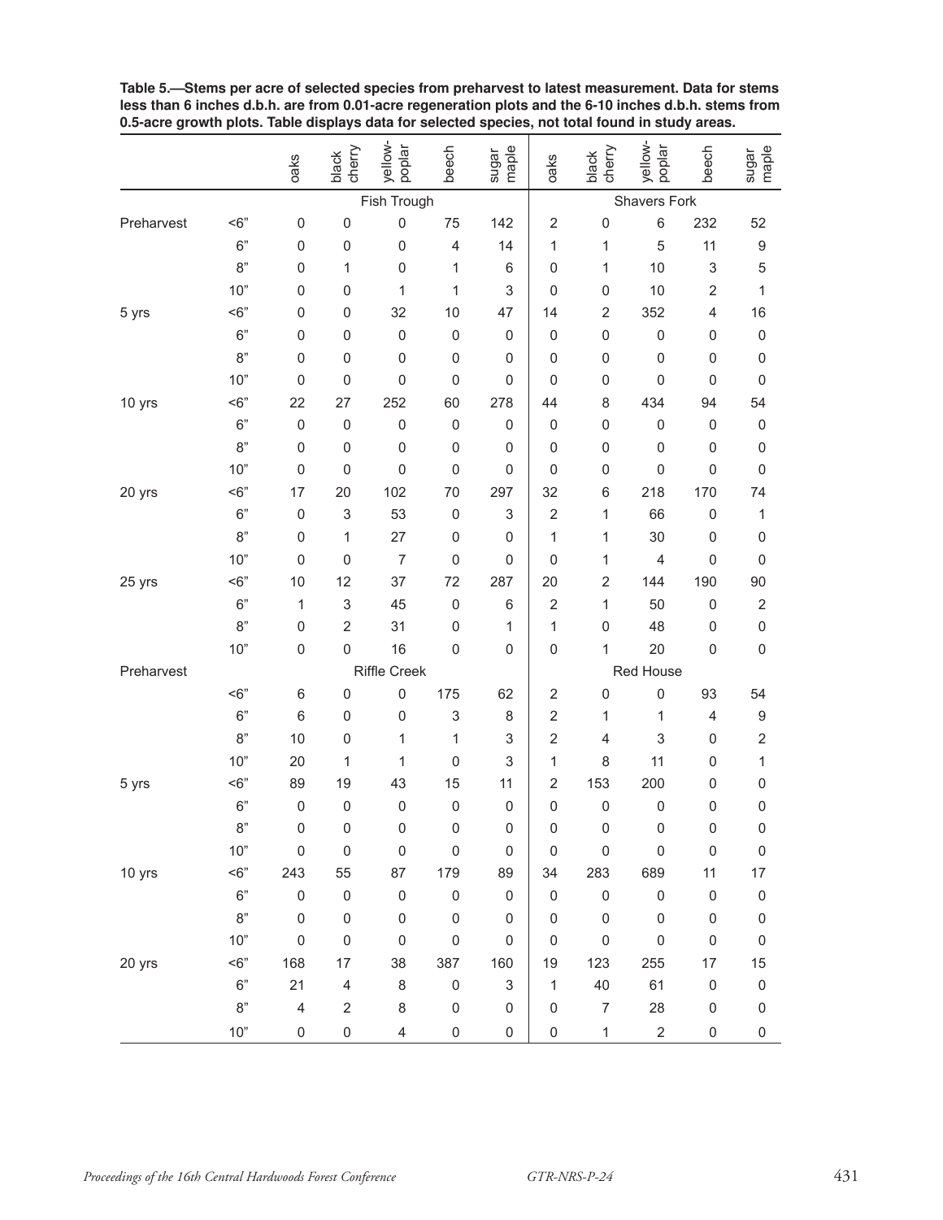**Table 5.—Stems per acre of selected species from preharvest to latest measurement. Data for stems less than 6 inches d.b.h. are from 0.01-acre regeneration plots and the 6-10 inches d.b.h. stems from 0.5-acre growth plots. Table displays data for selected species, not total found in study areas.**

| | | oaks | black cherry | yellow-poplar | beech | sugar maple | oaks | black cherry | yellow-poplar | beech | sugar maple |
|---|---|---|---|---|---|---|---|---|---|---|---|
| | | Fish Trough | | | | | Shavers Fork | | | | |
| Preharvest | <6” | 0 | 0 | 0 | 75 | 142 | 2 | 0 | 6 | 232 | 52 |
| | 6” | 0 | 0 | 0 | 4 | 14 | 1 | 1 | 5 | 11 | 9 |
| | 8” | 0 | 1 | 0 | 1 | 6 | 0 | 1 | 10 | 3 | 5 |
| | 10” | 0 | 0 | 1 | 1 | 3 | 0 | 0 | 10 | 2 | 1 |
| 5 yrs | <6” | 0 | 0 | 32 | 10 | 47 | 14 | 2 | 352 | 4 | 16 |
| | 6” | 0 | 0 | 0 | 0 | 0 | 0 | 0 | 0 | 0 | 0 |
| | 8” | 0 | 0 | 0 | 0 | 0 | 0 | 0 | 0 | 0 | 0 |
| | 10” | 0 | 0 | 0 | 0 | 0 | 0 | 0 | 0 | 0 | 0 |
| 10 yrs | <6” | 22 | 27 | 252 | 60 | 278 | 44 | 8 | 434 | 94 | 54 |
| | 6” | 0 | 0 | 0 | 0 | 0 | 0 | 0 | 0 | 0 | 0 |
| | 8” | 0 | 0 | 0 | 0 | 0 | 0 | 0 | 0 | 0 | 0 |
| | 10” | 0 | 0 | 0 | 0 | 0 | 0 | 0 | 0 | 0 | 0 |
| 20 yrs | <6” | 17 | 20 | 102 | 70 | 297 | 32 | 6 | 218 | 170 | 74 |
| | 6” | 0 | 3 | 53 | 0 | 3 | 2 | 1 | 66 | 0 | 1 |
| | 8” | 0 | 1 | 27 | 0 | 0 | 1 | 1 | 30 | 0 | 0 |
| | 10” | 0 | 0 | 7 | 0 | 0 | 0 | 1 | 4 | 0 | 0 |
| 25 yrs | <6” | 10 | 12 | 37 | 72 | 287 | 20 | 2 | 144 | 190 | 90 |
| | 6” | 1 | 3 | 45 | 0 | 6 | 2 | 1 | 50 | 0 | 2 |
| | 8” | 0 | 2 | 31 | 0 | 1 | 1 | 0 | 48 | 0 | 0 |
| | 10” | 0 | 0 | 16 | 0 | 0 | 0 | 1 | 20 | 0 | 0 |
| Preharvest | | Riffle Creek | | | | | Red House | | | | |
| | <6” | 6 | 0 | 0 | 175 | 62 | 2 | 0 | 0 | 93 | 54 |
| | 6” | 6 | 0 | 0 | 3 | 8 | 2 | 1 | 1 | 4 | 9 |
| | 8” | 10 | 0 | 1 | 1 | 3 | 2 | 4 | 3 | 0 | 2 |
| | 10” | 20 | 1 | 1 | 0 | 3 | 1 | 8 | 11 | 0 | 1 |
| 5 yrs | <6” | 89 | 19 | 43 | 15 | 11 | 2 | 153 | 200 | 0 | 0 |
| | 6” | 0 | 0 | 0 | 0 | 0 | 0 | 0 | 0 | 0 | 0 |
| | 8” | 0 | 0 | 0 | 0 | 0 | 0 | 0 | 0 | 0 | 0 |
| | 10” | 0 | 0 | 0 | 0 | 0 | 0 | 0 | 0 | 0 | 0 |
| 10 yrs | <6” | 243 | 55 | 87 | 179 | 89 | 34 | 283 | 689 | 11 | 17 |
| | 6” | 0 | 0 | 0 | 0 | 0 | 0 | 0 | 0 | 0 | 0 |
| | 8” | 0 | 0 | 0 | 0 | 0 | 0 | 0 | 0 | 0 | 0 |
| | 10” | 0 | 0 | 0 | 0 | 0 | 0 | 0 | 0 | 0 | 0 |
| 20 yrs | <6” | 168 | 17 | 38 | 387 | 160 | 19 | 123 | 255 | 17 | 15 |
| | 6” | 21 | 4 | 8 | 0 | 3 | 1 | 40 | 61 | 0 | 0 |
| | 8” | 4 | 2 | 8 | 0 | 0 | 0 | 7 | 28 | 0 | 0 |
| | 10” | 0 | 0 | 4 | 0 | 0 | 0 | 1 | 2 | 0 | 0 |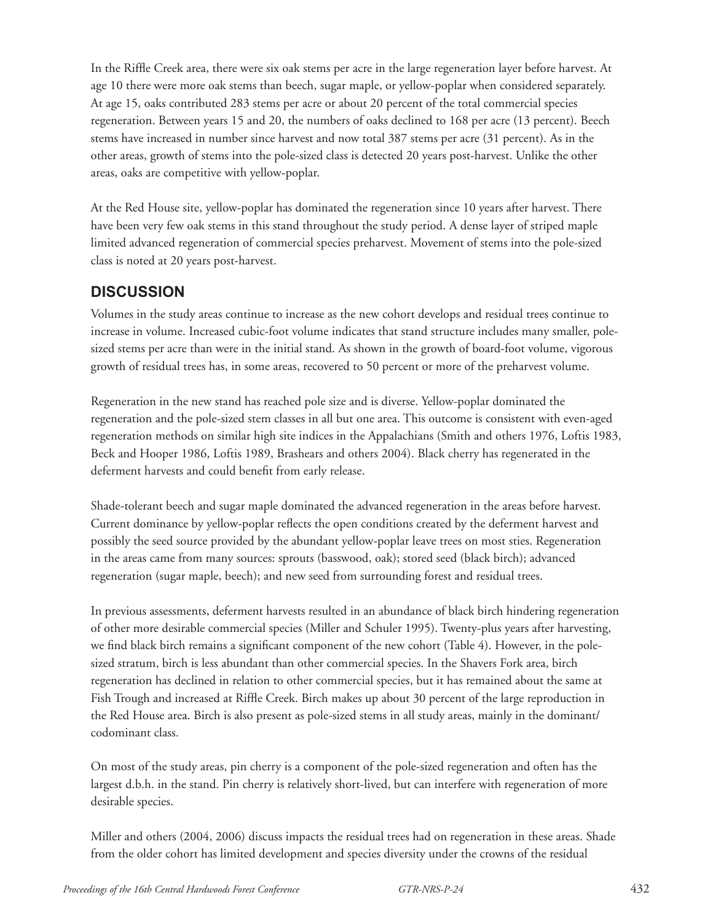In the Riffle Creek area, there were six oak stems per acre in the large regeneration layer before harvest. At age 10 there were more oak stems than beech, sugar maple, or yellow-poplar when considered separately. At age 15, oaks contributed 283 stems per acre or about 20 percent of the total commercial species regeneration. Between years 15 and 20, the numbers of oaks declined to 168 per acre (13 percent). Beech stems have increased in number since harvest and now total 387 stems per acre (31 percent). As in the other areas, growth of stems into the pole-sized class is detected 20 years post-harvest. Unlike the other areas, oaks are competitive with yellow-poplar.

At the Red House site, yellow-poplar has dominated the regeneration since 10 years after harvest. There have been very few oak stems in this stand throughout the study period. A dense layer of striped maple limited advanced regeneration of commercial species preharvest. Movement of stems into the pole-sized class is noted at 20 years post-harvest.

## DISCUSSION

Volumes in the study areas continue to increase as the new cohort develops and residual trees continue to increase in volume. Increased cubic-foot volume indicates that stand structure includes many smaller, pole-sized stems per acre than were in the initial stand. As shown in the growth of board-foot volume, vigorous growth of residual trees has, in some areas, recovered to 50 percent or more of the preharvest volume.

Regeneration in the new stand has reached pole size and is diverse. Yellow-poplar dominated the regeneration and the pole-sized stem classes in all but one area. This outcome is consistent with even-aged regeneration methods on similar high site indices in the Appalachians (Smith and others 1976, Loftis 1983, Beck and Hooper 1986, Loftis 1989, Brashears and others 2004). Black cherry has regenerated in the deferment harvests and could benefit from early release.

Shade-tolerant beech and sugar maple dominated the advanced regeneration in the areas before harvest. Current dominance by yellow-poplar reflects the open conditions created by the deferment harvest and possibly the seed source provided by the abundant yellow-poplar leave trees on most sties. Regeneration in the areas came from many sources: sprouts (basswood, oak); stored seed (black birch); advanced regeneration (sugar maple, beech); and new seed from surrounding forest and residual trees.

In previous assessments, deferment harvests resulted in an abundance of black birch hindering regeneration of other more desirable commercial species (Miller and Schuler 1995). Twenty-plus years after harvesting, we find black birch remains a significant component of the new cohort (Table 4). However, in the pole-sized stratum, birch is less abundant than other commercial species. In the Shavers Fork area, birch regeneration has declined in relation to other commercial species, but it has remained about the same at Fish Trough and increased at Riffle Creek. Birch makes up about 30 percent of the large reproduction in the Red House area. Birch is also present as pole-sized stems in all study areas, mainly in the dominant/codominant class.

On most of the study areas, pin cherry is a component of the pole-sized regeneration and often has the largest d.b.h. in the stand. Pin cherry is relatively short-lived, but can interfere with regeneration of more desirable species.

Miller and others (2004, 2006) discuss impacts the residual trees had on regeneration in these areas. Shade from the older cohort has limited development and species diversity under the crowns of the residual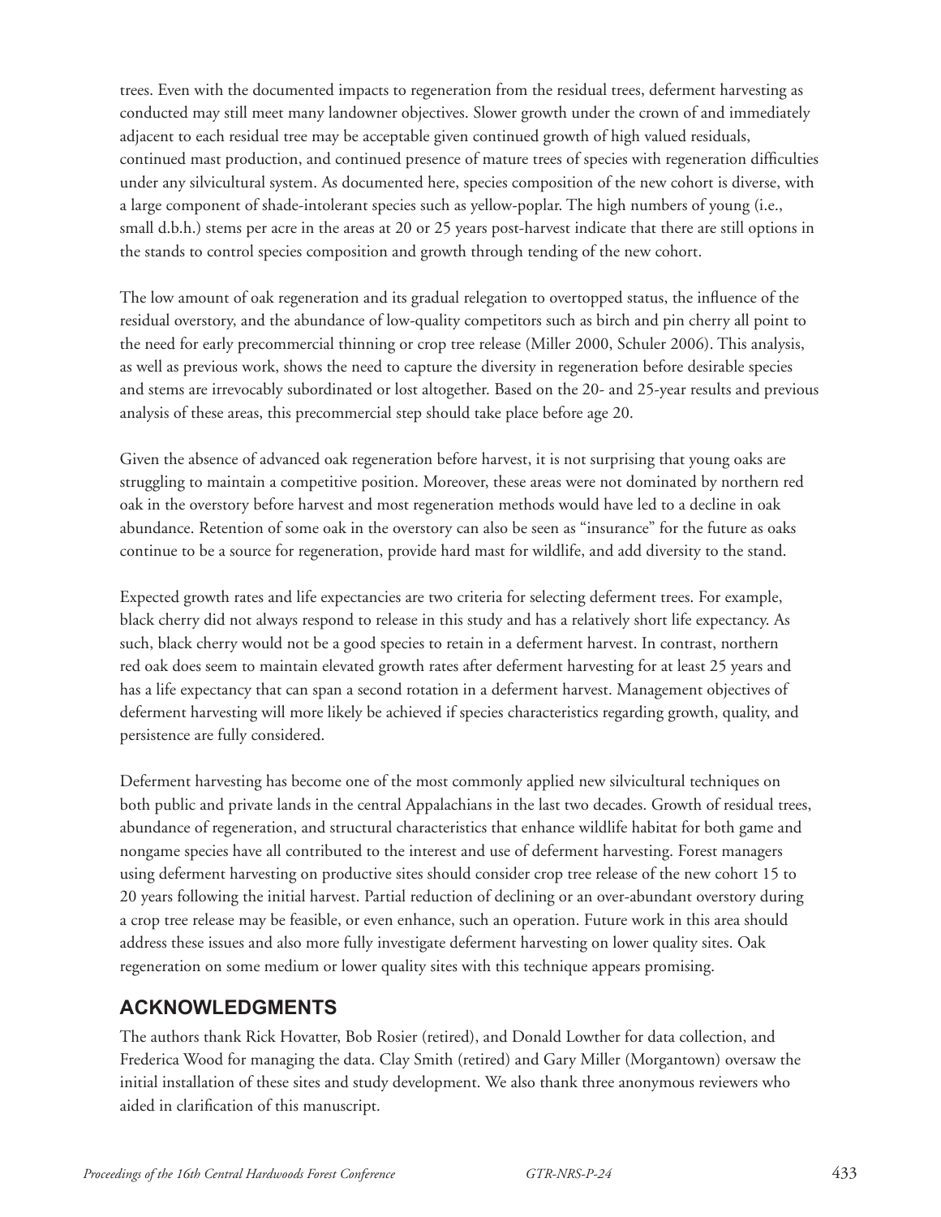trees. Even with the documented impacts to regeneration from the residual trees, deferment harvesting as conducted may still meet many landowner objectives. Slower growth under the crown of and immediately adjacent to each residual tree may be acceptable given continued growth of high valued residuals, continued mast production, and continued presence of mature trees of species with regeneration difficulties under any silvicultural system. As documented here, species composition of the new cohort is diverse, with a large component of shade-intolerant species such as yellow-poplar. The high numbers of young (i.e., small d.b.h.) stems per acre in the areas at 20 or 25 years post-harvest indicate that there are still options in the stands to control species composition and growth through tending of the new cohort.

The low amount of oak regeneration and its gradual relegation to overtopped status, the influence of the residual overstory, and the abundance of low-quality competitors such as birch and pin cherry all point to the need for early precommercial thinning or crop tree release (Miller 2000, Schuler 2006). This analysis, as well as previous work, shows the need to capture the diversity in regeneration before desirable species and stems are irrevocably subordinated or lost altogether. Based on the 20- and 25-year results and previous analysis of these areas, this precommercial step should take place before age 20.

Given the absence of advanced oak regeneration before harvest, it is not surprising that young oaks are struggling to maintain a competitive position. Moreover, these areas were not dominated by northern red oak in the overstory before harvest and most regeneration methods would have led to a decline in oak abundance. Retention of some oak in the overstory can also be seen as "insurance" for the future as oaks continue to be a source for regeneration, provide hard mast for wildlife, and add diversity to the stand.

Expected growth rates and life expectancies are two criteria for selecting deferment trees. For example, black cherry did not always respond to release in this study and has a relatively short life expectancy. As such, black cherry would not be a good species to retain in a deferment harvest. In contrast, northern red oak does seem to maintain elevated growth rates after deferment harvesting for at least 25 years and has a life expectancy that can span a second rotation in a deferment harvest. Management objectives of deferment harvesting will more likely be achieved if species characteristics regarding growth, quality, and persistence are fully considered.

Deferment harvesting has become one of the most commonly applied new silvicultural techniques on both public and private lands in the central Appalachians in the last two decades. Growth of residual trees, abundance of regeneration, and structural characteristics that enhance wildlife habitat for both game and nongame species have all contributed to the interest and use of deferment harvesting. Forest managers using deferment harvesting on productive sites should consider crop tree release of the new cohort 15 to 20 years following the initial harvest. Partial reduction of declining or an over-abundant overstory during a crop tree release may be feasible, or even enhance, such an operation. Future work in this area should address these issues and also more fully investigate deferment harvesting on lower quality sites. Oak regeneration on some medium or lower quality sites with this technique appears promising.

## ACKNOWLEDGMENTS

The authors thank Rick Hovatter, Bob Rosier (retired), and Donald Lowther for data collection, and Frederica Wood for managing the data. Clay Smith (retired) and Gary Miller (Morgantown) oversaw the initial installation of these sites and study development. We also thank three anonymous reviewers who aided in clarification of this manuscript.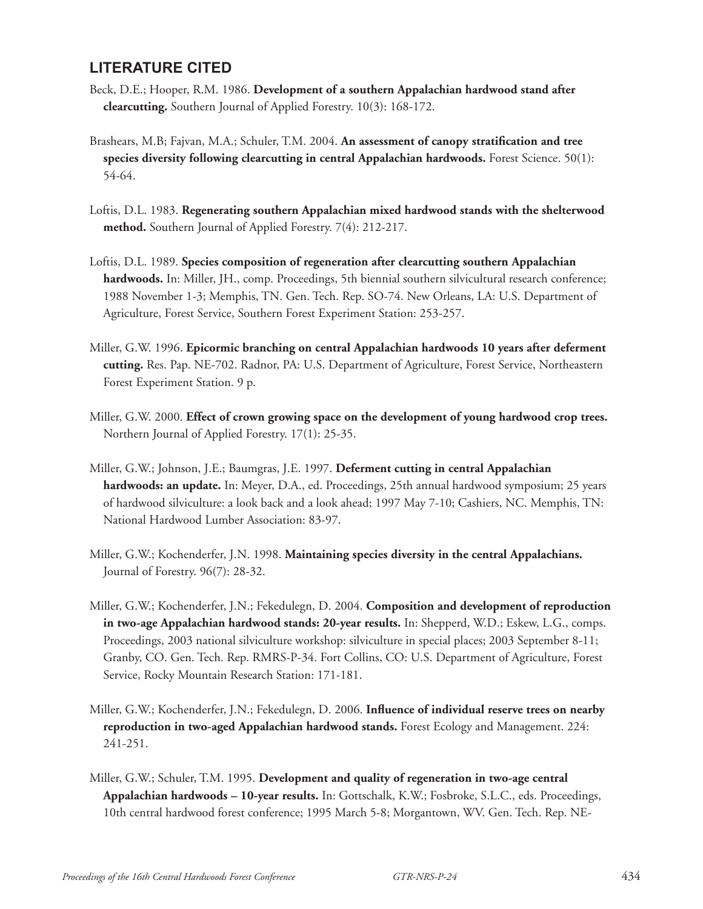## LITERATURE CITED

Beck, D.E.; Hooper, R.M. 1986. **Development of a southern Appalachian hardwood stand after clearcutting.** Southern Journal of Applied Forestry. 10(3): 168-172.

Brashears, M.B; Fajvan, M.A.; Schuler, T.M. 2004. **An assessment of canopy stratification and tree species diversity following clearcutting in central Appalachian hardwoods.** Forest Science. 50(1): 54-64.

Loftis, D.L. 1983. **Regenerating southern Appalachian mixed hardwood stands with the shelterwood method.** Southern Journal of Applied Forestry. 7(4): 212-217.

Loftis, D.L. 1989. **Species composition of regeneration after clearcutting southern Appalachian hardwoods.** In: Miller, JH., comp. Proceedings, 5th biennial southern silvicultural research conference; 1988 November 1-3; Memphis, TN. Gen. Tech. Rep. SO-74. New Orleans, LA: U.S. Department of Agriculture, Forest Service, Southern Forest Experiment Station: 253-257.

Miller, G.W. 1996. **Epicormic branching on central Appalachian hardwoods 10 years after deferment cutting.** Res. Pap. NE-702. Radnor, PA: U.S. Department of Agriculture, Forest Service, Northeastern Forest Experiment Station. 9 p.

Miller, G.W. 2000. **Effect of crown growing space on the development of young hardwood crop trees.** Northern Journal of Applied Forestry. 17(1): 25-35.

Miller, G.W.; Johnson, J.E.; Baumgras, J.E. 1997. **Deferment cutting in central Appalachian hardwoods: an update.** In: Meyer, D.A., ed. Proceedings, 25th annual hardwood symposium; 25 years of hardwood silviculture: a look back and a look ahead; 1997 May 7-10; Cashiers, NC. Memphis, TN: National Hardwood Lumber Association: 83-97.

Miller, G.W.; Kochenderfer, J.N. 1998. **Maintaining species diversity in the central Appalachians.** Journal of Forestry. 96(7): 28-32.

Miller, G.W.; Kochenderfer, J.N.; Fekedulegn, D. 2004. **Composition and development of reproduction in two-age Appalachian hardwood stands: 20-year results.** In: Shepperd, W.D.; Eskew, L.G., comps. Proceedings, 2003 national silviculture workshop: silviculture in special places; 2003 September 8-11; Granby, CO. Gen. Tech. Rep. RMRS-P-34. Fort Collins, CO: U.S. Department of Agriculture, Forest Service, Rocky Mountain Research Station: 171-181.

Miller, G.W.; Kochenderfer, J.N.; Fekedulegn, D. 2006. **Influence of individual reserve trees on nearby reproduction in two-aged Appalachian hardwood stands.** Forest Ecology and Management. 224: 241-251.

Miller, G.W.; Schuler, T.M. 1995. **Development and quality of regeneration in two-age central Appalachian hardwoods – 10-year results.** In: Gottschalk, K.W.; Fosbroke, S.L.C., eds. Proceedings, 10th central hardwood forest conference; 1995 March 5-8; Morgantown, WV. Gen. Tech. Rep. NE-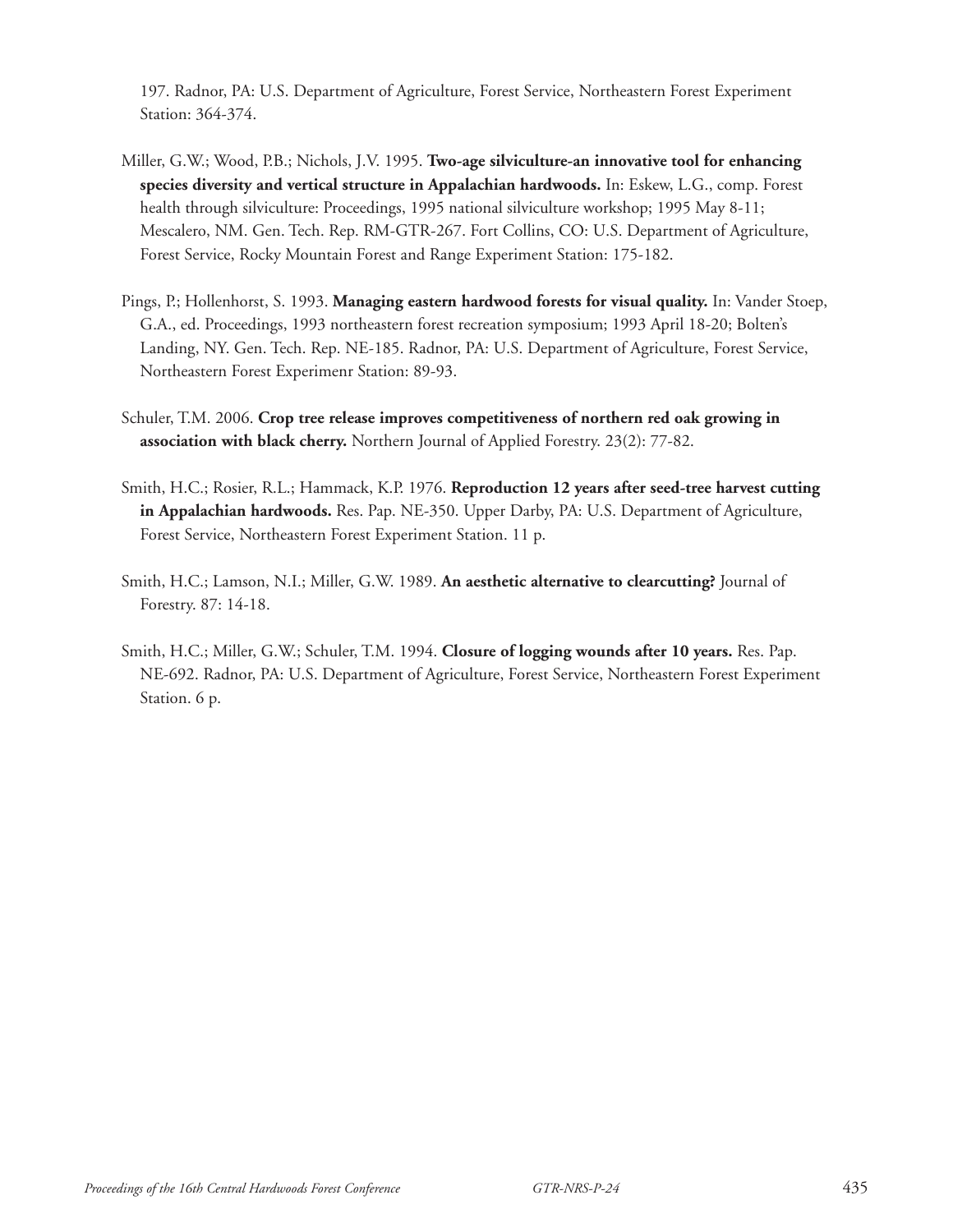197. Radnor, PA: U.S. Department of Agriculture, Forest Service, Northeastern Forest Experiment Station: 364-374.

Miller, G.W.; Wood, P.B.; Nichols, J.V. 1995. **Two-age silviculture-an innovative tool for enhancing species diversity and vertical structure in Appalachian hardwoods.** In: Eskew, L.G., comp. Forest health through silviculture: Proceedings, 1995 national silviculture workshop; 1995 May 8-11; Mescalero, NM. Gen. Tech. Rep. RM-GTR-267. Fort Collins, CO: U.S. Department of Agriculture, Forest Service, Rocky Mountain Forest and Range Experiment Station: 175-182.

Pings, P.; Hollenhorst, S. 1993. **Managing eastern hardwood forests for visual quality.** In: Vander Stoep, G.A., ed. Proceedings, 1993 northeastern forest recreation symposium; 1993 April 18-20; Bolten's Landing, NY. Gen. Tech. Rep. NE-185. Radnor, PA: U.S. Department of Agriculture, Forest Service, Northeastern Forest Experimenr Station: 89-93.

Schuler, T.M. 2006. **Crop tree release improves competitiveness of northern red oak growing in association with black cherry.** Northern Journal of Applied Forestry. 23(2): 77-82.

Smith, H.C.; Rosier, R.L.; Hammack, K.P. 1976. **Reproduction 12 years after seed-tree harvest cutting in Appalachian hardwoods.** Res. Pap. NE-350. Upper Darby, PA: U.S. Department of Agriculture, Forest Service, Northeastern Forest Experiment Station. 11 p.

Smith, H.C.; Lamson, N.I.; Miller, G.W. 1989. **An aesthetic alternative to clearcutting?** Journal of Forestry. 87: 14-18.

Smith, H.C.; Miller, G.W.; Schuler, T.M. 1994. **Closure of logging wounds after 10 years.** Res. Pap. NE-692. Radnor, PA: U.S. Department of Agriculture, Forest Service, Northeastern Forest Experiment Station. 6 p.